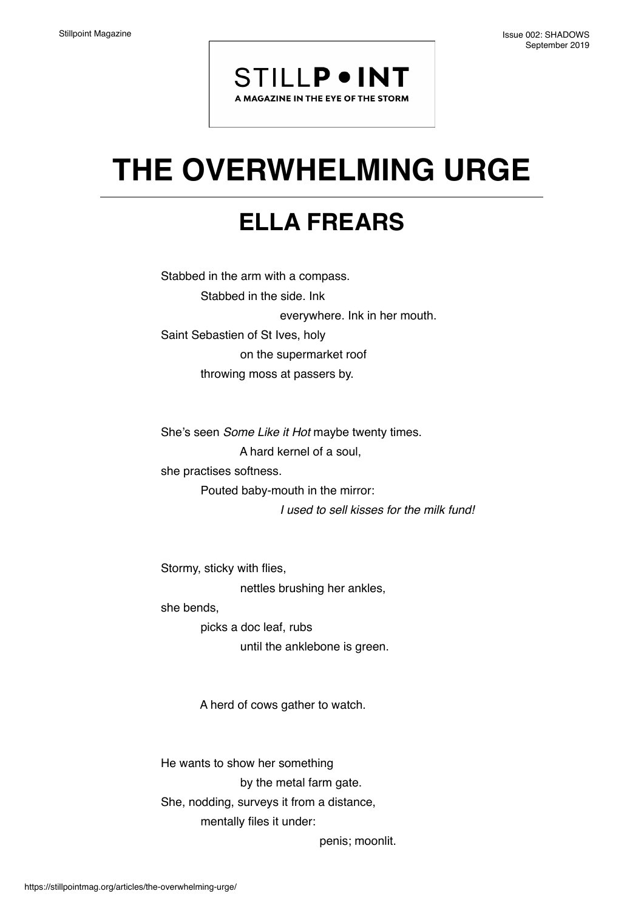# THE OVERWHELMING URGE

## ELLA FREARS

Stabbed in the arm with a compass.  
        Stabbed in the side. Ink  
                        everywhere. Ink in her mouth.  
Saint Sebastien of St Ives, holy  
                on the supermarket roof  
        throwing moss at passers by.

She's seen *Some Like it Hot* maybe twenty times.  
                A hard kernel of a soul,  
she practises softness.  
        Pouted baby-mouth in the mirror:  
                        *I used to sell kisses for the milk fund!*

Stormy, sticky with flies,  
                nettles brushing her ankles,  
she bends,  
        picks a doc leaf, rubs  
                until the anklebone is green.

        A herd of cows gather to watch.

He wants to show her something  
                by the metal farm gate.  
She, nodding, surveys it from a distance,  
        mentally files it under:  
                                penis; moonlit.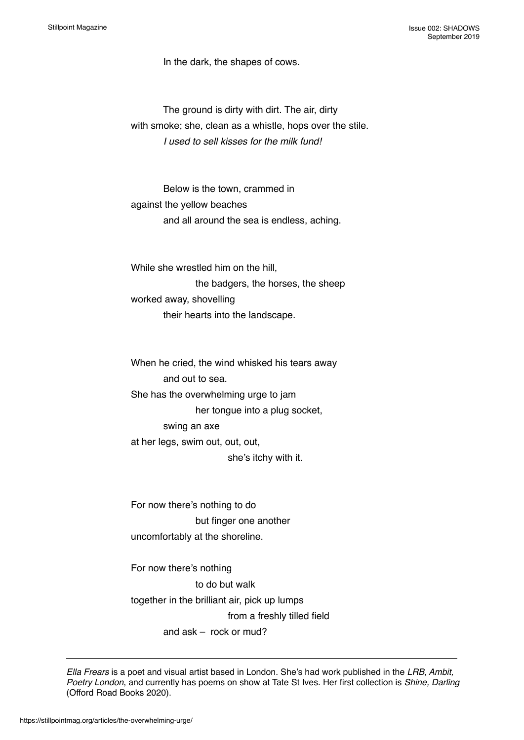In the dark, the shapes of cows.

The ground is dirty with dirt. The air, dirty  
with smoke; she, clean as a whistle, hops over the stile.  
*I used to sell kisses for the milk fund!*

Below is the town, crammed in  
against the yellow beaches  
and all around the sea is endless, aching.

While she wrestled him on the hill,  
the badgers, the horses, the sheep  
worked away, shovelling  
their hearts into the landscape.

When he cried, the wind whisked his tears away  
and out to sea.  
She has the overwhelming urge to jam  
her tongue into a plug socket,  
swing an axe  
at her legs, swim out, out, out,  
she's itchy with it.

For now there's nothing to do  
but finger one another  
uncomfortably at the shoreline.

For now there's nothing  
to do but walk  
together in the brilliant air, pick up lumps  
from a freshly tilled field  
and ask – rock or mud?

---

*Ella Frears* is a poet and visual artist based in London. She's had work published in the *LRB, Ambit, Poetry London,* and currently has poems on show at Tate St Ives. Her first collection is *Shine, Darling* (Offord Road Books 2020).